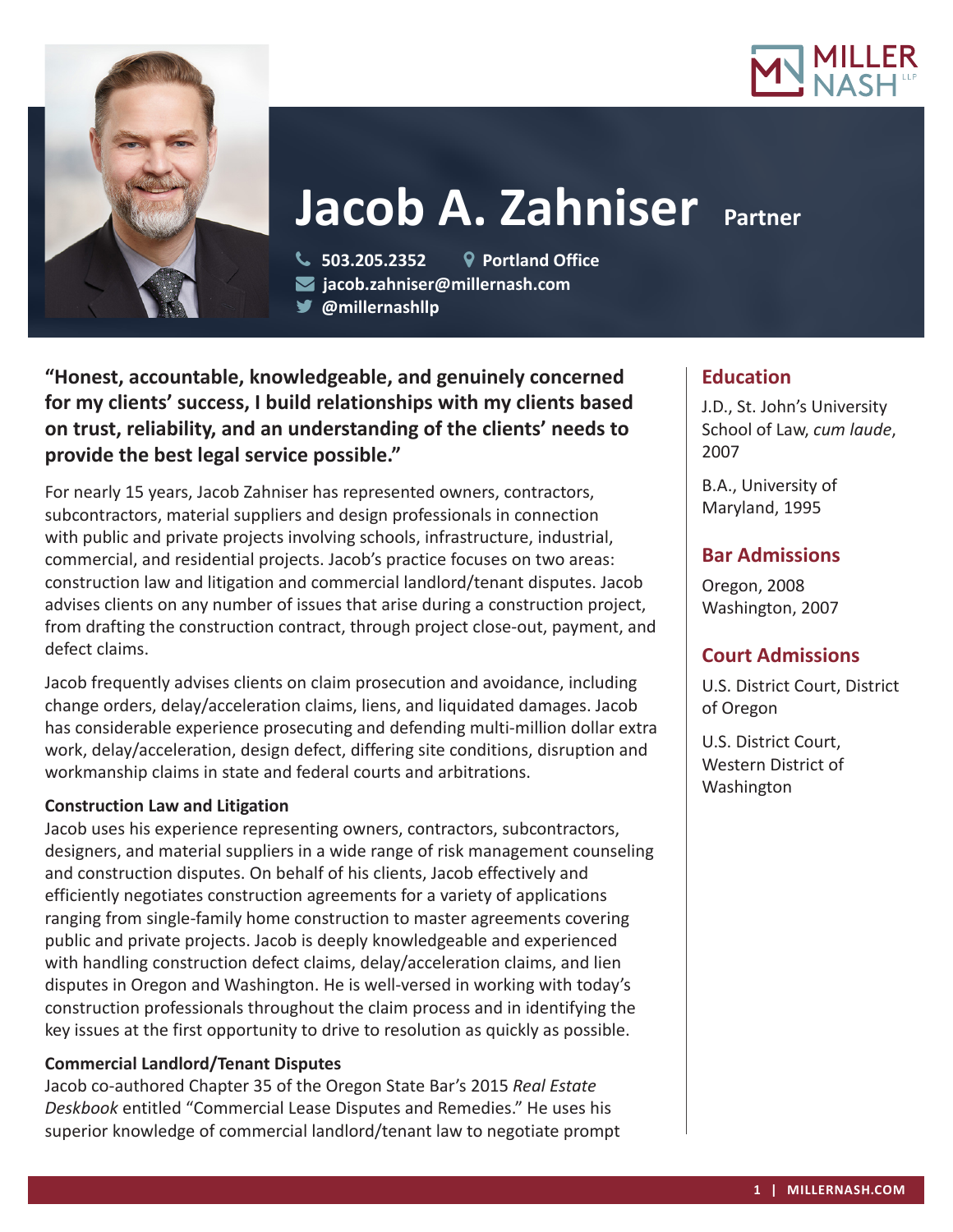# Jacob A. Zahniser

**Partner**

503.205.2352 | Portland Office
jacob.zahniser@millernash.com
@millernashllp

**"Honest, accountable, knowledgeable, and genuinely concerned for my clients' success, I build relationships with my clients based on trust, reliability, and an understanding of the clients' needs to provide the best legal service possible."**

For nearly 15 years, Jacob Zahniser has represented owners, contractors, subcontractors, material suppliers and design professionals in connection with public and private projects involving schools, infrastructure, industrial, commercial, and residential projects. Jacob's practice focuses on two areas: construction law and litigation and commercial landlord/tenant disputes. Jacob advises clients on any number of issues that arise during a construction project, from drafting the construction contract, through project close-out, payment, and defect claims.

Jacob frequently advises clients on claim prosecution and avoidance, including change orders, delay/acceleration claims, liens, and liquidated damages. Jacob has considerable experience prosecuting and defending multi-million dollar extra work, delay/acceleration, design defect, differing site conditions, disruption and workmanship claims in state and federal courts and arbitrations.

### Construction Law and Litigation

Jacob uses his experience representing owners, contractors, subcontractors, designers, and material suppliers in a wide range of risk management counseling and construction disputes. On behalf of his clients, Jacob effectively and efficiently negotiates construction agreements for a variety of applications ranging from single-family home construction to master agreements covering public and private projects. Jacob is deeply knowledgeable and experienced with handling construction defect claims, delay/acceleration claims, and lien disputes in Oregon and Washington. He is well-versed in working with today's construction professionals throughout the claim process and in identifying the key issues at the first opportunity to drive to resolution as quickly as possible.

### Commercial Landlord/Tenant Disputes

Jacob co-authored Chapter 35 of the Oregon State Bar's 2015 *Real Estate Deskbook* entitled "Commercial Lease Disputes and Remedies." He uses his superior knowledge of commercial landlord/tenant law to negotiate prompt

## Education

J.D., St. John's University School of Law, *cum laude*, 2007

B.A., University of Maryland, 1995

## Bar Admissions

Oregon, 2008
Washington, 2007

## Court Admissions

U.S. District Court, District of Oregon

U.S. District Court, Western District of Washington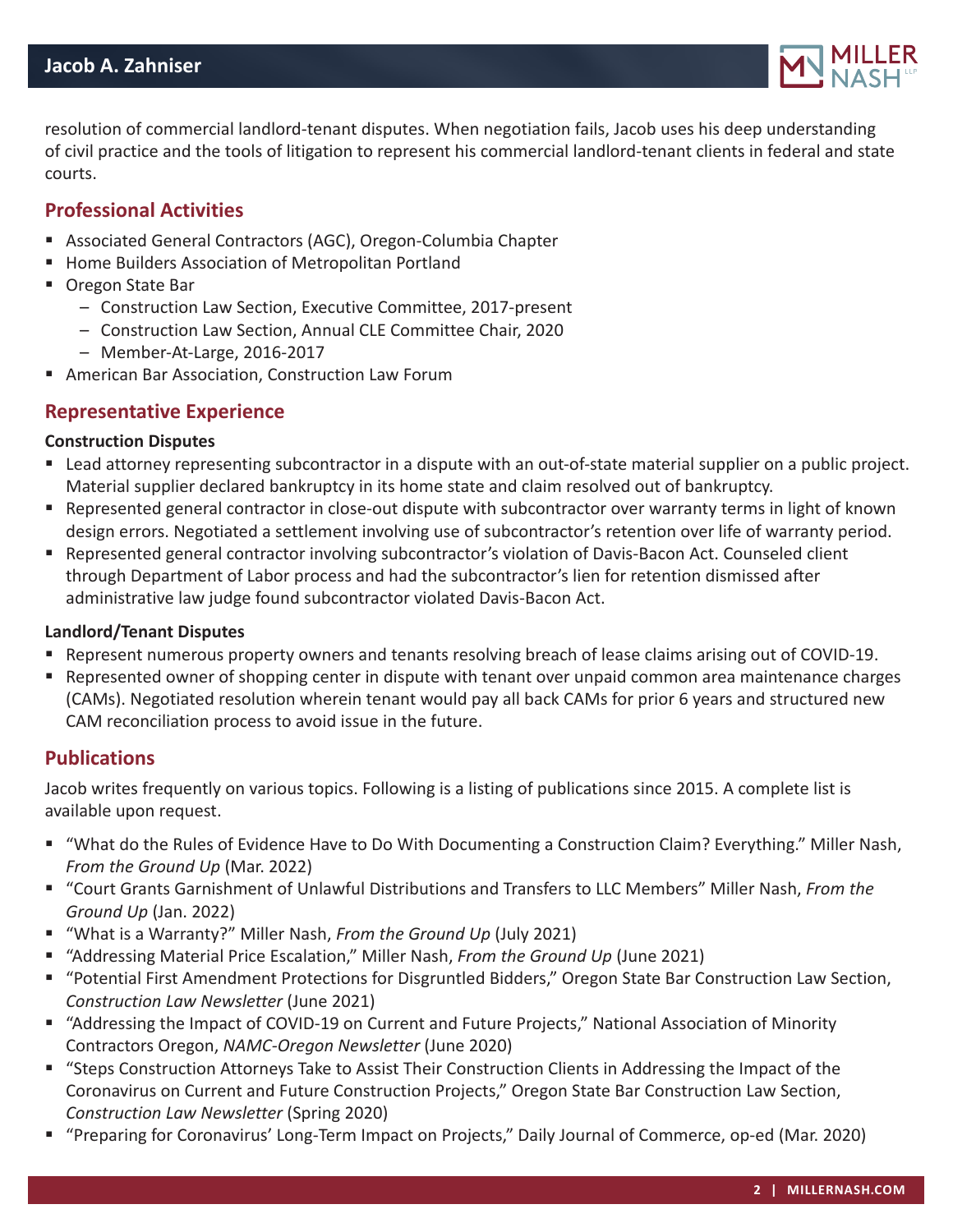resolution of commercial landlord-tenant disputes. When negotiation fails, Jacob uses his deep understanding of civil practice and the tools of litigation to represent his commercial landlord-tenant clients in federal and state courts.

## Professional Activities

- Associated General Contractors (AGC), Oregon-Columbia Chapter
- Home Builders Association of Metropolitan Portland
- Oregon State Bar
  - Construction Law Section, Executive Committee, 2017-present
  - Construction Law Section, Annual CLE Committee Chair, 2020
  - Member-At-Large, 2016-2017
- American Bar Association, Construction Law Forum

## Representative Experience

**Construction Disputes**

- Lead attorney representing subcontractor in a dispute with an out-of-state material supplier on a public project. Material supplier declared bankruptcy in its home state and claim resolved out of bankruptcy.
- Represented general contractor in close-out dispute with subcontractor over warranty terms in light of known design errors. Negotiated a settlement involving use of subcontractor's retention over life of warranty period.
- Represented general contractor involving subcontractor's violation of Davis-Bacon Act. Counseled client through Department of Labor process and had the subcontractor's lien for retention dismissed after administrative law judge found subcontractor violated Davis-Bacon Act.

**Landlord/Tenant Disputes**

- Represent numerous property owners and tenants resolving breach of lease claims arising out of COVID-19.
- Represented owner of shopping center in dispute with tenant over unpaid common area maintenance charges (CAMs). Negotiated resolution wherein tenant would pay all back CAMs for prior 6 years and structured new CAM reconciliation process to avoid issue in the future.

## Publications

Jacob writes frequently on various topics. Following is a listing of publications since 2015. A complete list is available upon request.

- "What do the Rules of Evidence Have to Do With Documenting a Construction Claim? Everything." Miller Nash, *From the Ground Up* (Mar. 2022)
- "Court Grants Garnishment of Unlawful Distributions and Transfers to LLC Members" Miller Nash, *From the Ground Up* (Jan. 2022)
- "What is a Warranty?" Miller Nash, *From the Ground Up* (July 2021)
- "Addressing Material Price Escalation," Miller Nash, *From the Ground Up* (June 2021)
- "Potential First Amendment Protections for Disgruntled Bidders," Oregon State Bar Construction Law Section, *Construction Law Newsletter* (June 2021)
- "Addressing the Impact of COVID-19 on Current and Future Projects," National Association of Minority Contractors Oregon, *NAMC-Oregon Newsletter* (June 2020)
- "Steps Construction Attorneys Take to Assist Their Construction Clients in Addressing the Impact of the Coronavirus on Current and Future Construction Projects," Oregon State Bar Construction Law Section, *Construction Law Newsletter* (Spring 2020)
- "Preparing for Coronavirus' Long-Term Impact on Projects," Daily Journal of Commerce, op-ed (Mar. 2020)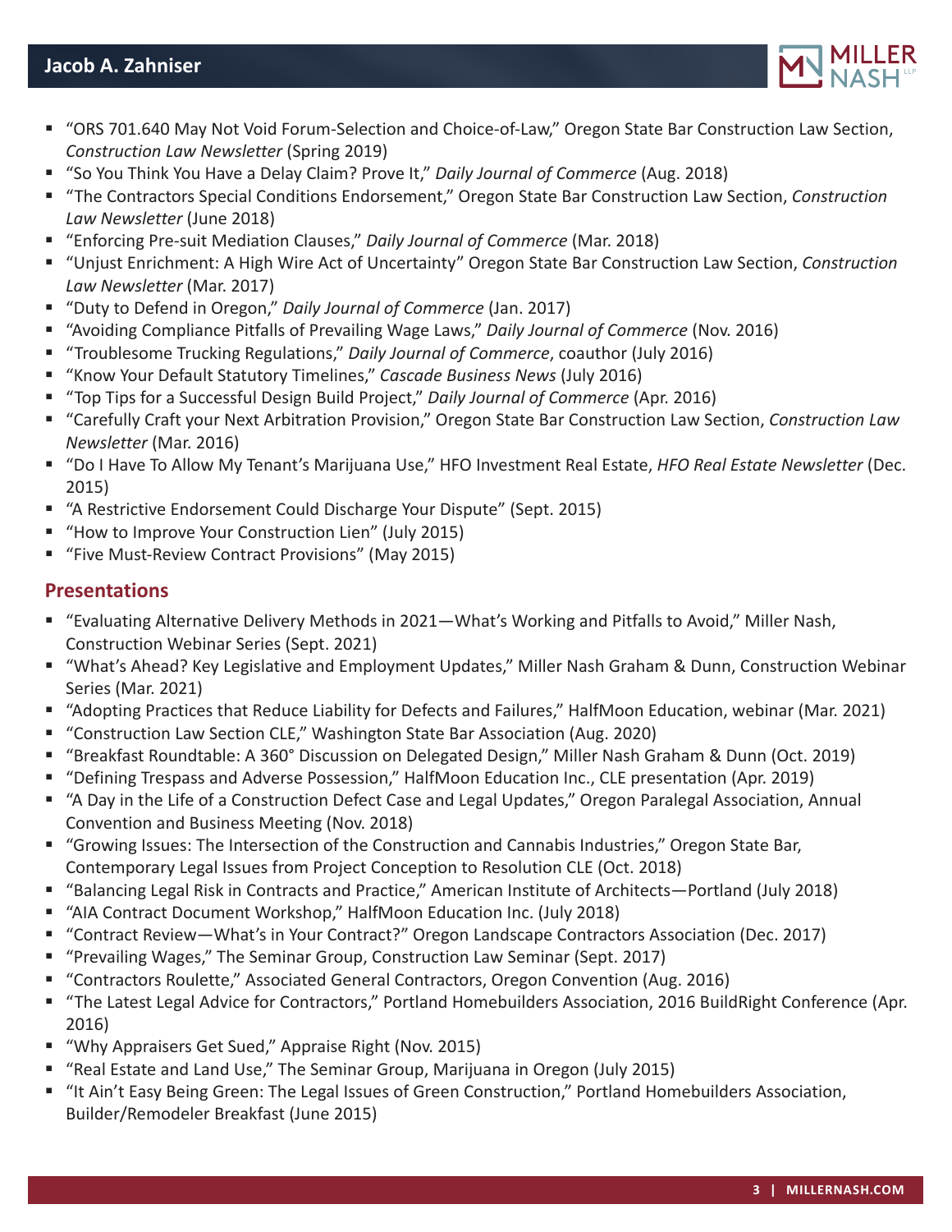- "ORS 701.640 May Not Void Forum-Selection and Choice-of-Law," Oregon State Bar Construction Law Section, *Construction Law Newsletter* (Spring 2019)
- "So You Think You Have a Delay Claim? Prove It," *Daily Journal of Commerce* (Aug. 2018)
- "The Contractors Special Conditions Endorsement," Oregon State Bar Construction Law Section, *Construction Law Newsletter* (June 2018)
- "Enforcing Pre-suit Mediation Clauses," *Daily Journal of Commerce* (Mar. 2018)
- "Unjust Enrichment: A High Wire Act of Uncertainty" Oregon State Bar Construction Law Section, *Construction Law Newsletter* (Mar. 2017)
- "Duty to Defend in Oregon," *Daily Journal of Commerce* (Jan. 2017)
- "Avoiding Compliance Pitfalls of Prevailing Wage Laws," *Daily Journal of Commerce* (Nov. 2016)
- "Troublesome Trucking Regulations," *Daily Journal of Commerce*, coauthor (July 2016)
- "Know Your Default Statutory Timelines," *Cascade Business News* (July 2016)
- "Top Tips for a Successful Design Build Project," *Daily Journal of Commerce* (Apr. 2016)
- "Carefully Craft your Next Arbitration Provision," Oregon State Bar Construction Law Section, *Construction Law Newsletter* (Mar. 2016)
- "Do I Have To Allow My Tenant's Marijuana Use," HFO Investment Real Estate, *HFO Real Estate Newsletter* (Dec. 2015)
- "A Restrictive Endorsement Could Discharge Your Dispute" (Sept. 2015)
- "How to Improve Your Construction Lien" (July 2015)
- "Five Must-Review Contract Provisions" (May 2015)

## Presentations

- "Evaluating Alternative Delivery Methods in 2021—What's Working and Pitfalls to Avoid," Miller Nash, Construction Webinar Series (Sept. 2021)
- "What's Ahead? Key Legislative and Employment Updates," Miller Nash Graham & Dunn, Construction Webinar Series (Mar. 2021)
- "Adopting Practices that Reduce Liability for Defects and Failures," HalfMoon Education, webinar (Mar. 2021)
- "Construction Law Section CLE," Washington State Bar Association (Aug. 2020)
- "Breakfast Roundtable: A 360° Discussion on Delegated Design," Miller Nash Graham & Dunn (Oct. 2019)
- "Defining Trespass and Adverse Possession," HalfMoon Education Inc., CLE presentation (Apr. 2019)
- "A Day in the Life of a Construction Defect Case and Legal Updates," Oregon Paralegal Association, Annual Convention and Business Meeting (Nov. 2018)
- "Growing Issues: The Intersection of the Construction and Cannabis Industries," Oregon State Bar, Contemporary Legal Issues from Project Conception to Resolution CLE (Oct. 2018)
- "Balancing Legal Risk in Contracts and Practice," American Institute of Architects—Portland (July 2018)
- "AIA Contract Document Workshop," HalfMoon Education Inc. (July 2018)
- "Contract Review—What's in Your Contract?" Oregon Landscape Contractors Association (Dec. 2017)
- "Prevailing Wages," The Seminar Group, Construction Law Seminar (Sept. 2017)
- "Contractors Roulette," Associated General Contractors, Oregon Convention (Aug. 2016)
- "The Latest Legal Advice for Contractors," Portland Homebuilders Association, 2016 BuildRight Conference (Apr. 2016)
- "Why Appraisers Get Sued," Appraise Right (Nov. 2015)
- "Real Estate and Land Use," The Seminar Group, Marijuana in Oregon (July 2015)
- "It Ain't Easy Being Green: The Legal Issues of Green Construction," Portland Homebuilders Association, Builder/Remodeler Breakfast (June 2015)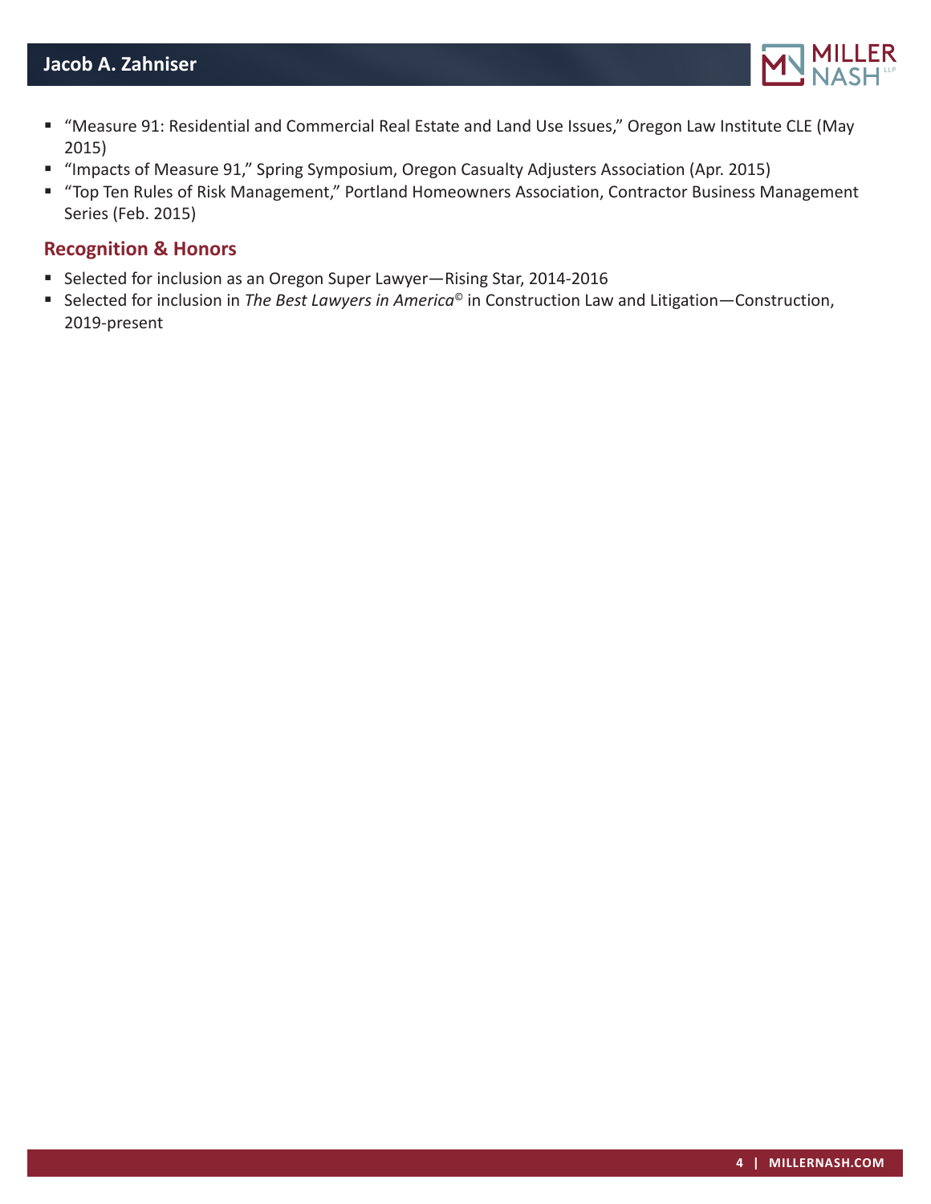- "Measure 91: Residential and Commercial Real Estate and Land Use Issues," Oregon Law Institute CLE (May 2015)
- "Impacts of Measure 91," Spring Symposium, Oregon Casualty Adjusters Association (Apr. 2015)
- "Top Ten Rules of Risk Management," Portland Homeowners Association, Contractor Business Management Series (Feb. 2015)

## Recognition & Honors

- Selected for inclusion as an Oregon Super Lawyer—Rising Star, 2014-2016
- Selected for inclusion in *The Best Lawyers in America*© in Construction Law and Litigation—Construction, 2019-present